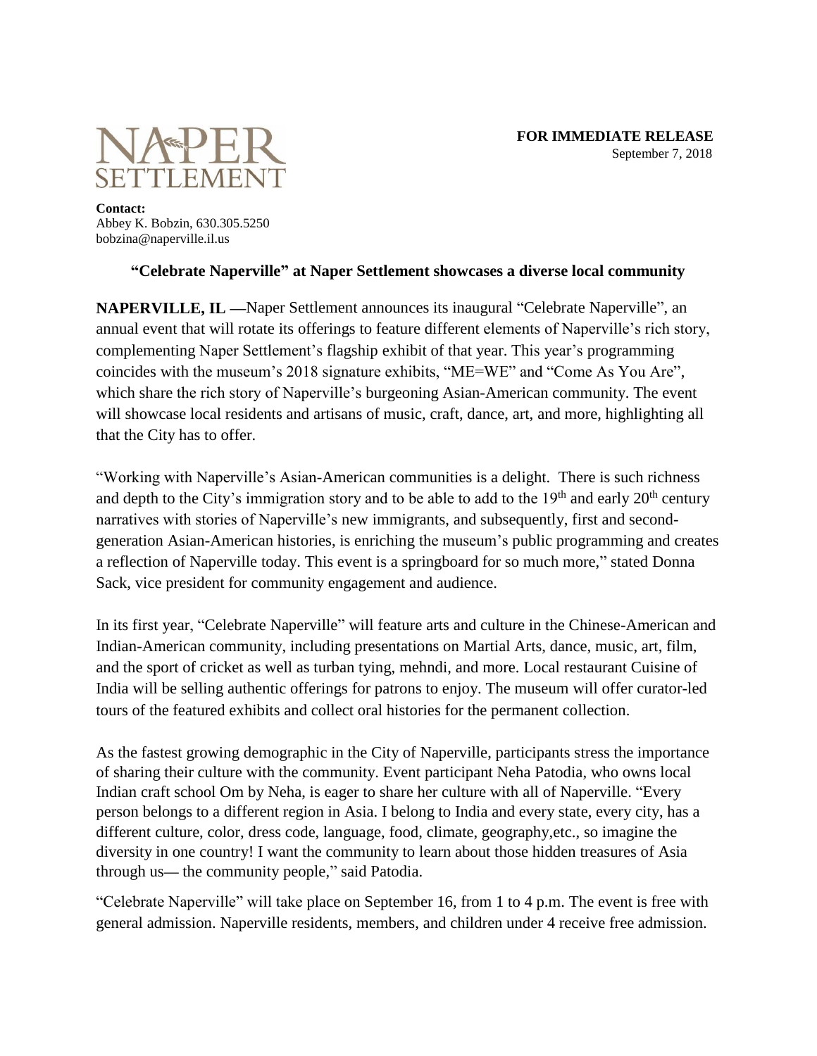NAPER SETTLEMENT

**FOR IMMEDIATE RELEASE**
September 7, 2018

**Contact:**
Abbey K. Bobzin, 630.305.5250
bobzina@naperville.il.us

## "Celebrate Naperville" at Naper Settlement showcases a diverse local community

**NAPERVILLE, IL —**Naper Settlement announces its inaugural "Celebrate Naperville", an annual event that will rotate its offerings to feature different elements of Naperville's rich story, complementing Naper Settlement's flagship exhibit of that year. This year's programming coincides with the museum's 2018 signature exhibits, "ME=WE" and "Come As You Are", which share the rich story of Naperville's burgeoning Asian-American community. The event will showcase local residents and artisans of music, craft, dance, art, and more, highlighting all that the City has to offer.

"Working with Naperville's Asian-American communities is a delight. There is such richness and depth to the City's immigration story and to be able to add to the 19th and early 20th century narratives with stories of Naperville's new immigrants, and subsequently, first and second-generation Asian-American histories, is enriching the museum's public programming and creates a reflection of Naperville today. This event is a springboard for so much more," stated Donna Sack, vice president for community engagement and audience.

In its first year, "Celebrate Naperville" will feature arts and culture in the Chinese-American and Indian-American community, including presentations on Martial Arts, dance, music, art, film, and the sport of cricket as well as turban tying, mehndi, and more. Local restaurant Cuisine of India will be selling authentic offerings for patrons to enjoy. The museum will offer curator-led tours of the featured exhibits and collect oral histories for the permanent collection.

As the fastest growing demographic in the City of Naperville, participants stress the importance of sharing their culture with the community. Event participant Neha Patodia, who owns local Indian craft school Om by Neha, is eager to share her culture with all of Naperville. "Every person belongs to a different region in Asia. I belong to India and every state, every city, has a different culture, color, dress code, language, food, climate, geography,etc., so imagine the diversity in one country! I want the community to learn about those hidden treasures of Asia through us— the community people," said Patodia.

"Celebrate Naperville" will take place on September 16, from 1 to 4 p.m. The event is free with general admission. Naperville residents, members, and children under 4 receive free admission.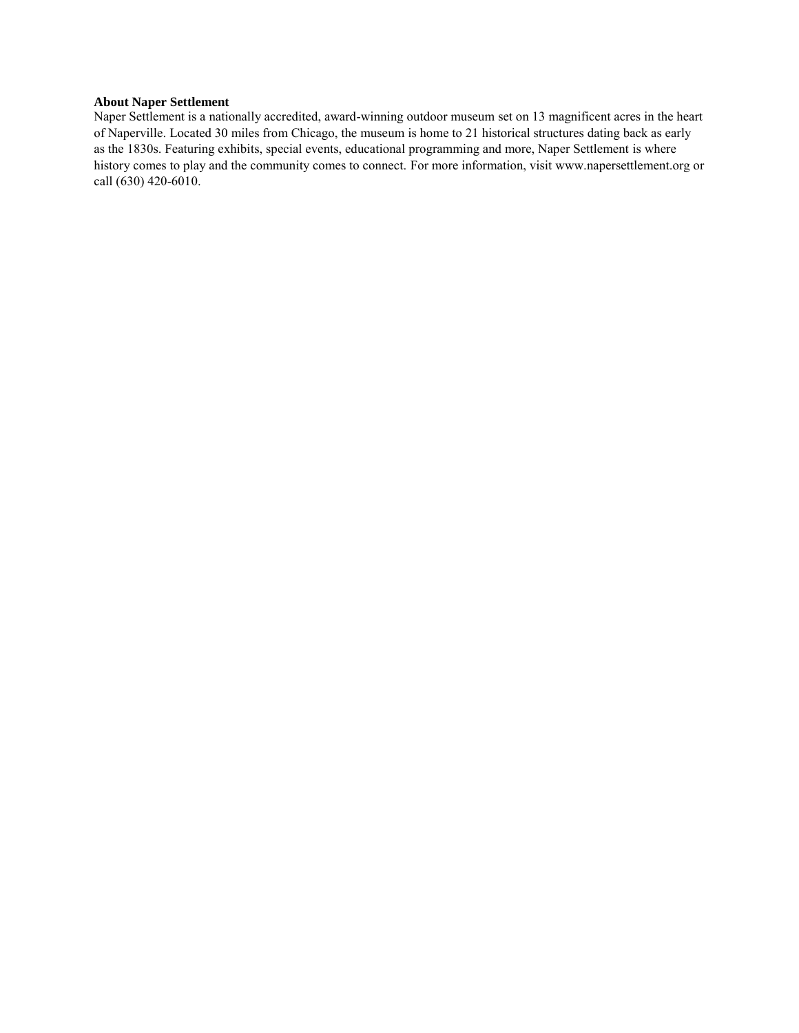**About Naper Settlement**

Naper Settlement is a nationally accredited, award-winning outdoor museum set on 13 magnificent acres in the heart of Naperville. Located 30 miles from Chicago, the museum is home to 21 historical structures dating back as early as the 1830s. Featuring exhibits, special events, educational programming and more, Naper Settlement is where history comes to play and the community comes to connect. For more information, visit www.napersettlement.org or call (630) 420-6010.